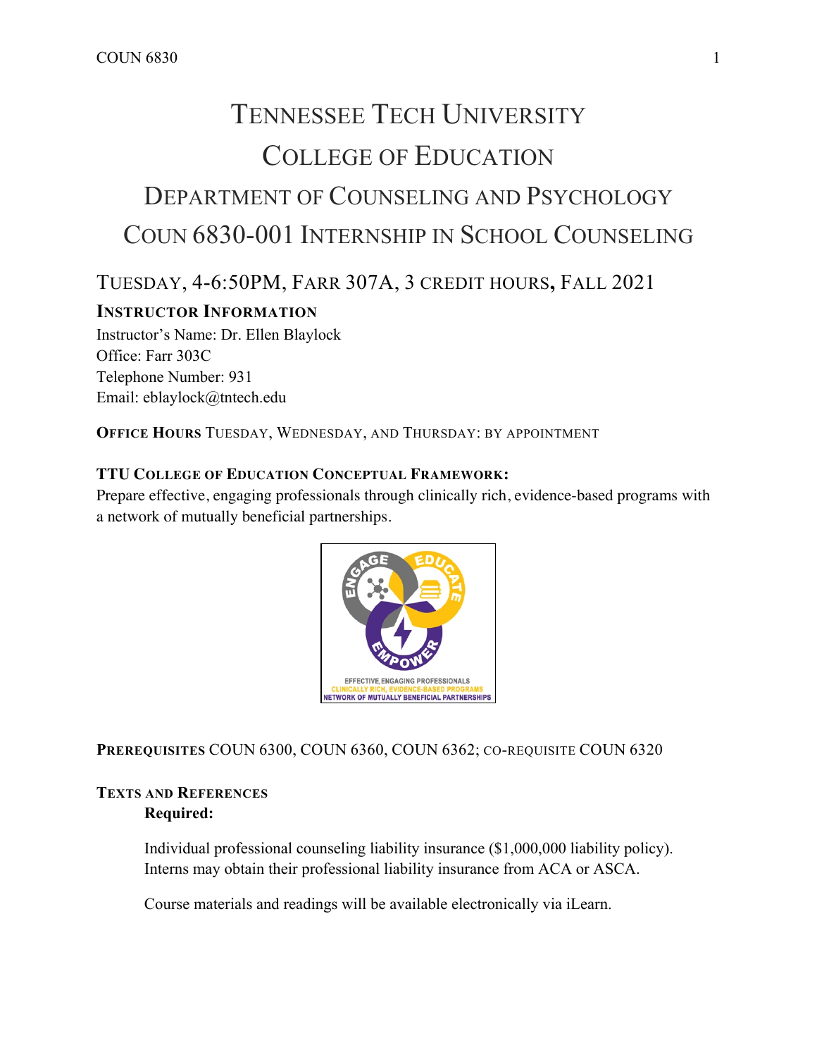# Tennessee Tech University

# College of Education

# Department of Counseling and Psychology

# COUN 6830-001 Internship in School Counseling

## Tuesday, 4-6:50PM, Farr 307A, 3 credit hours, Fall 2021

### Instructor Information

Instructor's Name: Dr. Ellen Blaylock
Office: Farr 303C
Telephone Number: 931
Email: eblaylock@tntech.edu

**Office Hours** Tuesday, Wednesday, and Thursday: by appointment

**TTU College of Education Conceptual Framework:**
Prepare effective, engaging professionals through clinically rich, evidence-based programs with a network of mutually beneficial partnerships.

**Prerequisites** COUN 6300, COUN 6360, COUN 6362; co-requisite COUN 6320

**Texts and References**

**Required:**

Individual professional counseling liability insurance ($1,000,000 liability policy). Interns may obtain their professional liability insurance from ACA or ASCA.

Course materials and readings will be available electronically via iLearn.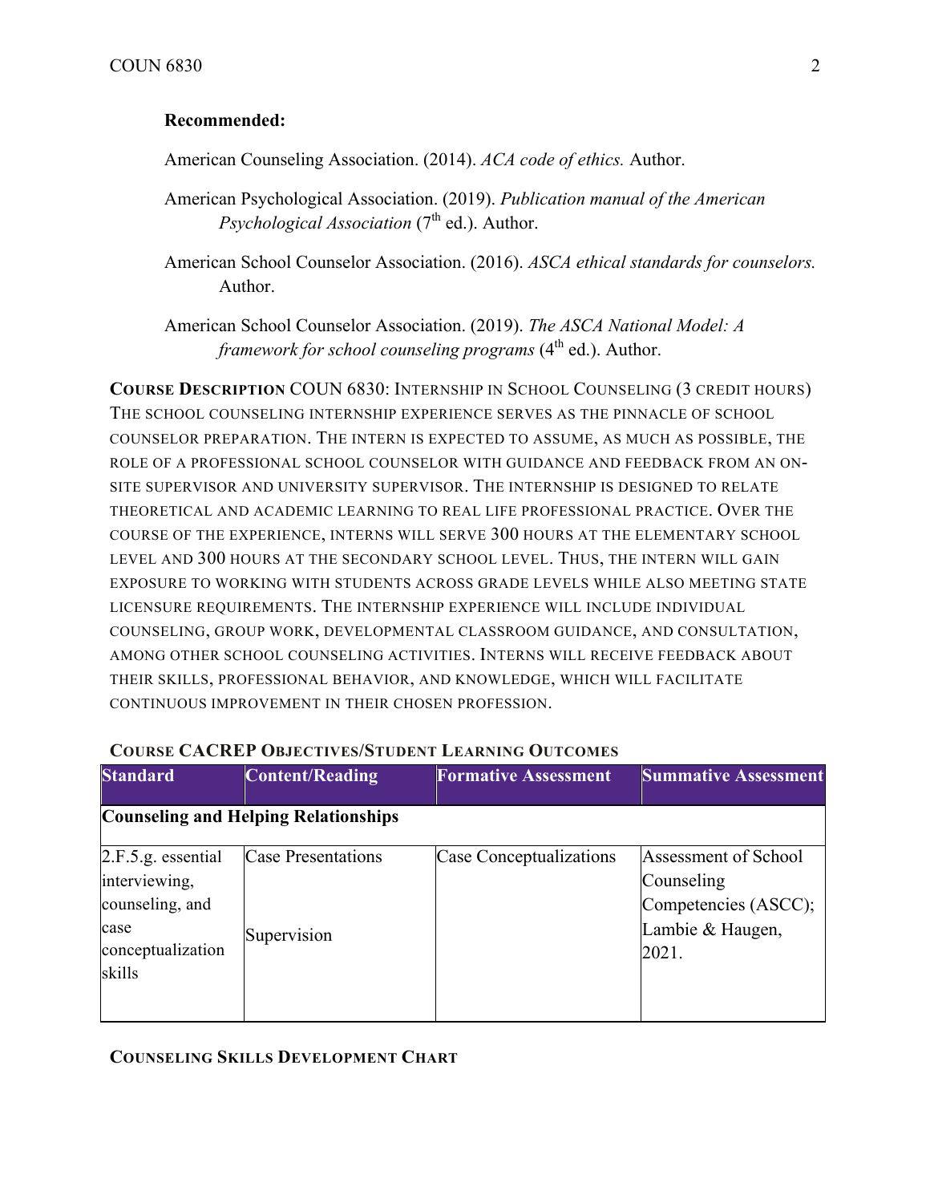**Recommended:**

American Counseling Association. (2014). *ACA code of ethics.* Author.

American Psychological Association. (2019). *Publication manual of the American Psychological Association* (7th ed.). Author.

American School Counselor Association. (2016). *ASCA ethical standards for counselors.* Author.

American School Counselor Association. (2019). *The ASCA National Model: A framework for school counseling programs* (4th ed.). Author.

**COURSE DESCRIPTION** COUN 6830: INTERNSHIP IN SCHOOL COUNSELING (3 CREDIT HOURS) THE SCHOOL COUNSELING INTERNSHIP EXPERIENCE SERVES AS THE PINNACLE OF SCHOOL COUNSELOR PREPARATION. THE INTERN IS EXPECTED TO ASSUME, AS MUCH AS POSSIBLE, THE ROLE OF A PROFESSIONAL SCHOOL COUNSELOR WITH GUIDANCE AND FEEDBACK FROM AN ON-SITE SUPERVISOR AND UNIVERSITY SUPERVISOR. THE INTERNSHIP IS DESIGNED TO RELATE THEORETICAL AND ACADEMIC LEARNING TO REAL LIFE PROFESSIONAL PRACTICE. OVER THE COURSE OF THE EXPERIENCE, INTERNS WILL SERVE 300 HOURS AT THE ELEMENTARY SCHOOL LEVEL AND 300 HOURS AT THE SECONDARY SCHOOL LEVEL. THUS, THE INTERN WILL GAIN EXPOSURE TO WORKING WITH STUDENTS ACROSS GRADE LEVELS WHILE ALSO MEETING STATE LICENSURE REQUIREMENTS. THE INTERNSHIP EXPERIENCE WILL INCLUDE INDIVIDUAL COUNSELING, GROUP WORK, DEVELOPMENTAL CLASSROOM GUIDANCE, AND CONSULTATION, AMONG OTHER SCHOOL COUNSELING ACTIVITIES. INTERNS WILL RECEIVE FEEDBACK ABOUT THEIR SKILLS, PROFESSIONAL BEHAVIOR, AND KNOWLEDGE, WHICH WILL FACILITATE CONTINUOUS IMPROVEMENT IN THEIR CHOSEN PROFESSION.

**COURSE CACREP OBJECTIVES/STUDENT LEARNING OUTCOMES**

| Standard | Content/Reading | Formative Assessment | Summative Assessment |
|---|---|---|---|
| **Counseling and Helping Relationships** | | | |
| 2.F.5.g. essential interviewing, counseling, and case conceptualization skills | Case Presentations<br><br>Supervision | Case Conceptualizations | Assessment of School Counseling Competencies (ASCC); Lambie & Haugen, 2021. |

**COUNSELING SKILLS DEVELOPMENT CHART**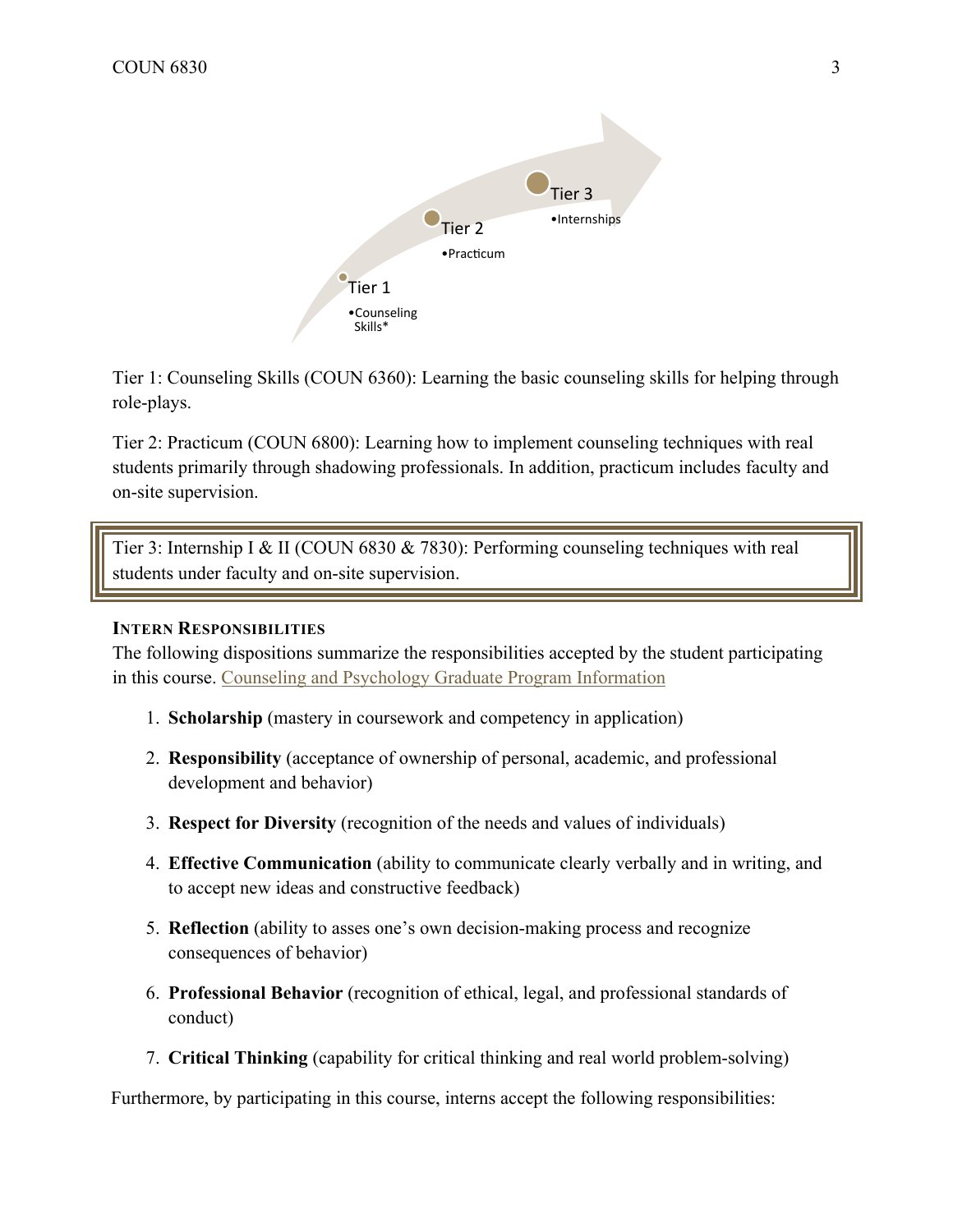Tier 1

•Counseling Skills*

Tier 2

•Practicum

Tier 3

•Internships

Tier 1: Counseling Skills (COUN 6360): Learning the basic counseling skills for helping through role-plays.

Tier 2: Practicum (COUN 6800): Learning how to implement counseling techniques with real students primarily through shadowing professionals. In addition, practicum includes faculty and on-site supervision.

Tier 3: Internship I & II (COUN 6830 & 7830): Performing counseling techniques with real students under faculty and on-site supervision.

### INTERN RESPONSIBILITIES

The following dispositions summarize the responsibilities accepted by the student participating in this course. Counseling and Psychology Graduate Program Information

1. **Scholarship** (mastery in coursework and competency in application)
2. **Responsibility** (acceptance of ownership of personal, academic, and professional development and behavior)
3. **Respect for Diversity** (recognition of the needs and values of individuals)
4. **Effective Communication** (ability to communicate clearly verbally and in writing, and to accept new ideas and constructive feedback)
5. **Reflection** (ability to asses one's own decision-making process and recognize consequences of behavior)
6. **Professional Behavior** (recognition of ethical, legal, and professional standards of conduct)
7. **Critical Thinking** (capability for critical thinking and real world problem-solving)

Furthermore, by participating in this course, interns accept the following responsibilities: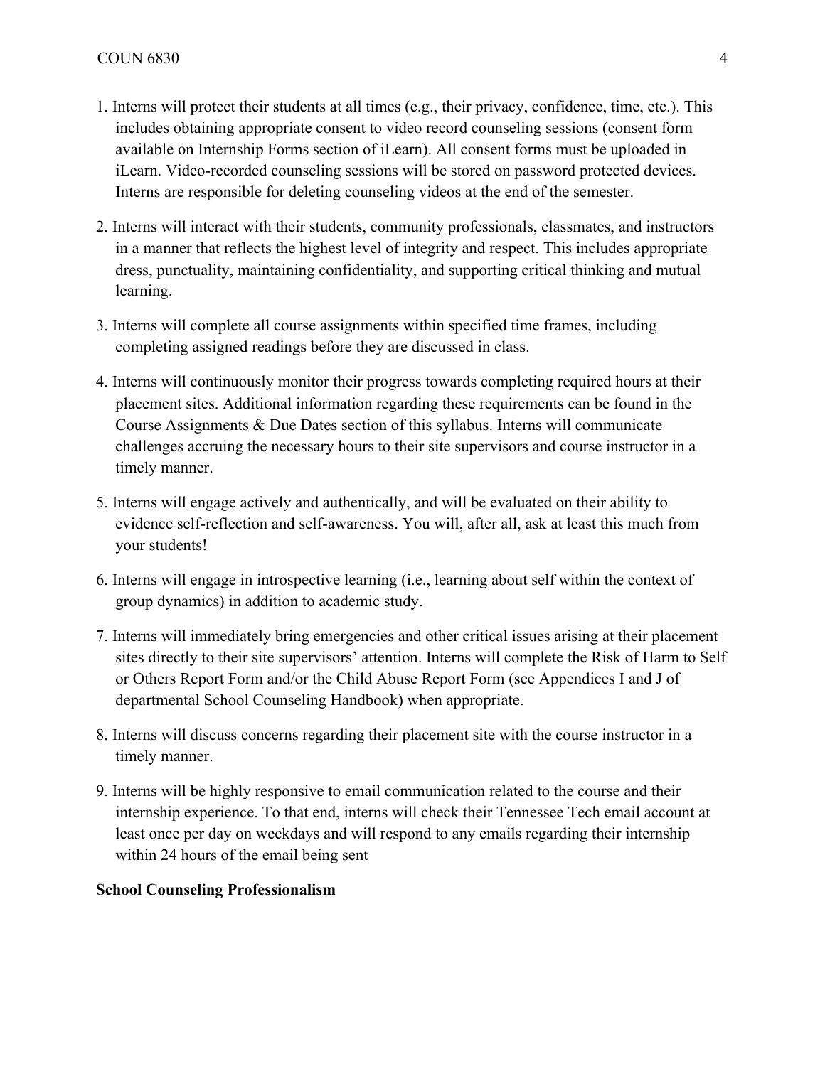1. Interns will protect their students at all times (e.g., their privacy, confidence, time, etc.). This includes obtaining appropriate consent to video record counseling sessions (consent form available on Internship Forms section of iLearn). All consent forms must be uploaded in iLearn. Video-recorded counseling sessions will be stored on password protected devices. Interns are responsible for deleting counseling videos at the end of the semester.

2. Interns will interact with their students, community professionals, classmates, and instructors in a manner that reflects the highest level of integrity and respect. This includes appropriate dress, punctuality, maintaining confidentiality, and supporting critical thinking and mutual learning.

3. Interns will complete all course assignments within specified time frames, including completing assigned readings before they are discussed in class.

4. Interns will continuously monitor their progress towards completing required hours at their placement sites. Additional information regarding these requirements can be found in the Course Assignments & Due Dates section of this syllabus. Interns will communicate challenges accruing the necessary hours to their site supervisors and course instructor in a timely manner.

5. Interns will engage actively and authentically, and will be evaluated on their ability to evidence self-reflection and self-awareness. You will, after all, ask at least this much from your students!

6. Interns will engage in introspective learning (i.e., learning about self within the context of group dynamics) in addition to academic study.

7. Interns will immediately bring emergencies and other critical issues arising at their placement sites directly to their site supervisors' attention. Interns will complete the Risk of Harm to Self or Others Report Form and/or the Child Abuse Report Form (see Appendices I and J of departmental School Counseling Handbook) when appropriate.

8. Interns will discuss concerns regarding their placement site with the course instructor in a timely manner.

9. Interns will be highly responsive to email communication related to the course and their internship experience. To that end, interns will check their Tennessee Tech email account at least once per day on weekdays and will respond to any emails regarding their internship within 24 hours of the email being sent

**School Counseling Professionalism**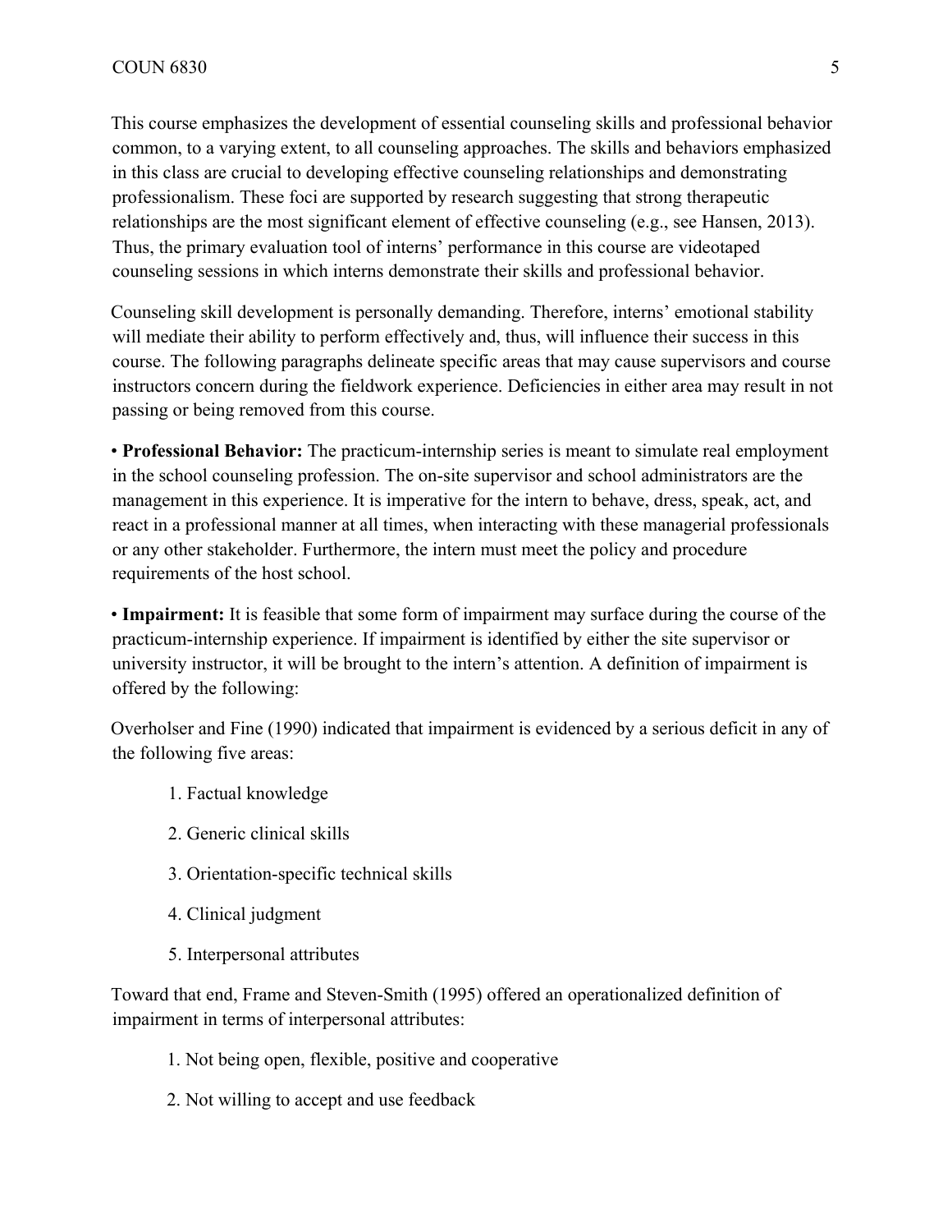This course emphasizes the development of essential counseling skills and professional behavior common, to a varying extent, to all counseling approaches. The skills and behaviors emphasized in this class are crucial to developing effective counseling relationships and demonstrating professionalism. These foci are supported by research suggesting that strong therapeutic relationships are the most significant element of effective counseling (e.g., see Hansen, 2013). Thus, the primary evaluation tool of interns' performance in this course are videotaped counseling sessions in which interns demonstrate their skills and professional behavior.

Counseling skill development is personally demanding. Therefore, interns' emotional stability will mediate their ability to perform effectively and, thus, will influence their success in this course. The following paragraphs delineate specific areas that may cause supervisors and course instructors concern during the fieldwork experience. Deficiencies in either area may result in not passing or being removed from this course.

- **Professional Behavior:** The practicum-internship series is meant to simulate real employment in the school counseling profession. The on-site supervisor and school administrators are the management in this experience. It is imperative for the intern to behave, dress, speak, act, and react in a professional manner at all times, when interacting with these managerial professionals or any other stakeholder. Furthermore, the intern must meet the policy and procedure requirements of the host school.

- **Impairment:** It is feasible that some form of impairment may surface during the course of the practicum-internship experience. If impairment is identified by either the site supervisor or university instructor, it will be brought to the intern's attention. A definition of impairment is offered by the following:

Overholser and Fine (1990) indicated that impairment is evidenced by a serious deficit in any of the following five areas:

1. Factual knowledge
2. Generic clinical skills
3. Orientation-specific technical skills
4. Clinical judgment
5. Interpersonal attributes

Toward that end, Frame and Steven-Smith (1995) offered an operationalized definition of impairment in terms of interpersonal attributes:

1. Not being open, flexible, positive and cooperative
2. Not willing to accept and use feedback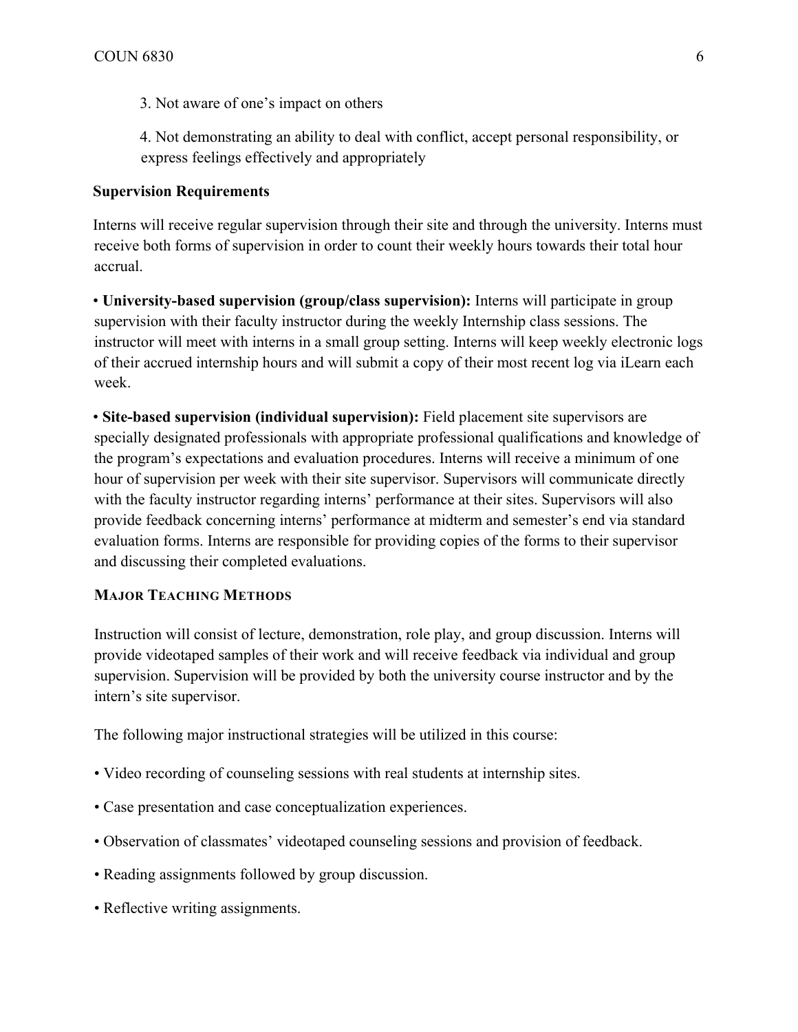3. Not aware of one's impact on others

4. Not demonstrating an ability to deal with conflict, accept personal responsibility, or express feelings effectively and appropriately

**Supervision Requirements**

Interns will receive regular supervision through their site and through the university. Interns must receive both forms of supervision in order to count their weekly hours towards their total hour accrual.

• **University-based supervision (group/class supervision):** Interns will participate in group supervision with their faculty instructor during the weekly Internship class sessions. The instructor will meet with interns in a small group setting. Interns will keep weekly electronic logs of their accrued internship hours and will submit a copy of their most recent log via iLearn each week.

• **Site-based supervision (individual supervision):** Field placement site supervisors are specially designated professionals with appropriate professional qualifications and knowledge of the program's expectations and evaluation procedures. Interns will receive a minimum of one hour of supervision per week with their site supervisor. Supervisors will communicate directly with the faculty instructor regarding interns' performance at their sites. Supervisors will also provide feedback concerning interns' performance at midterm and semester's end via standard evaluation forms. Interns are responsible for providing copies of the forms to their supervisor and discussing their completed evaluations.

## MAJOR TEACHING METHODS

Instruction will consist of lecture, demonstration, role play, and group discussion. Interns will provide videotaped samples of their work and will receive feedback via individual and group supervision. Supervision will be provided by both the university course instructor and by the intern's site supervisor.

The following major instructional strategies will be utilized in this course:

- Video recording of counseling sessions with real students at internship sites.
- Case presentation and case conceptualization experiences.
- Observation of classmates' videotaped counseling sessions and provision of feedback.
- Reading assignments followed by group discussion.
- Reflective writing assignments.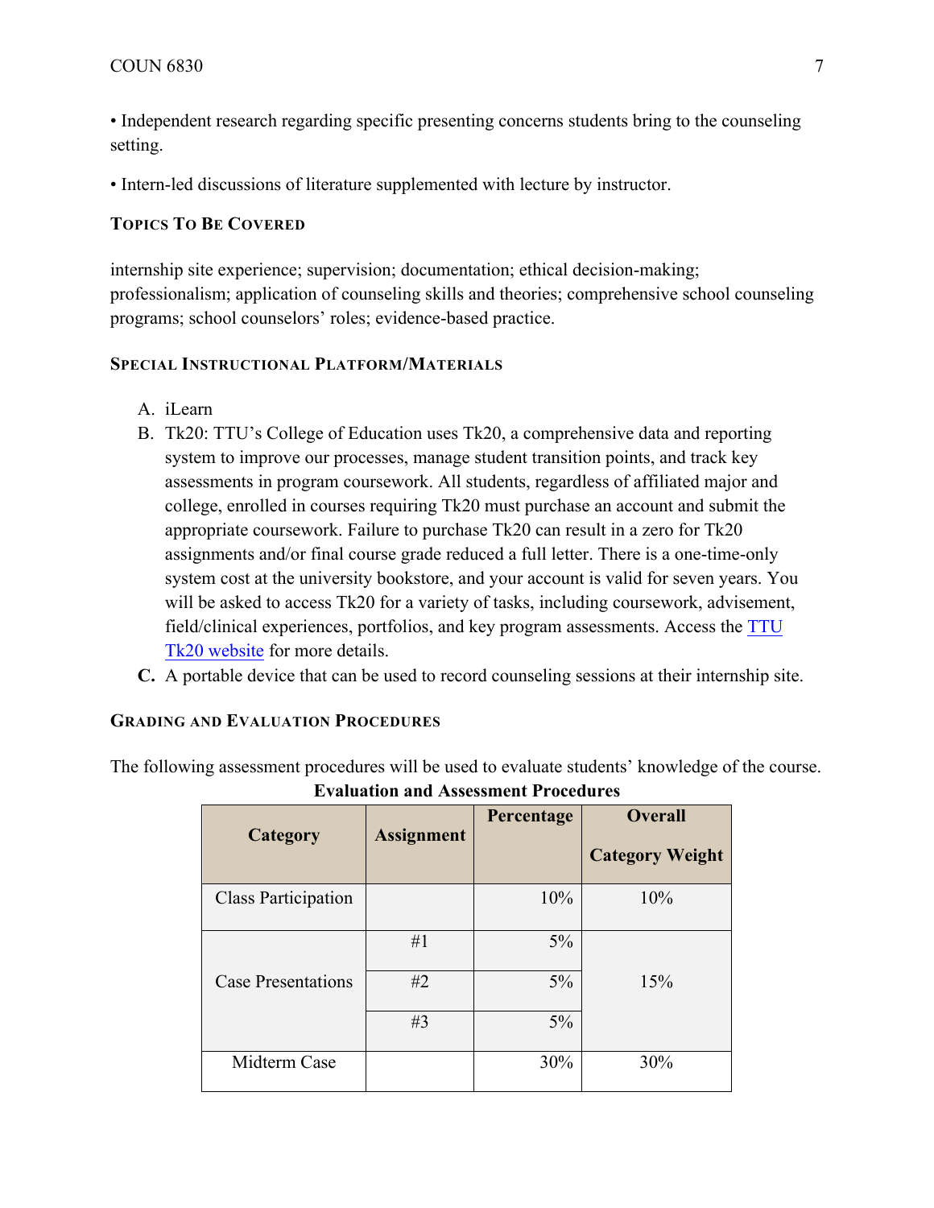• Independent research regarding specific presenting concerns students bring to the counseling setting.

• Intern-led discussions of literature supplemented with lecture by instructor.

### Topics To Be Covered

internship site experience; supervision; documentation; ethical decision-making; professionalism; application of counseling skills and theories; comprehensive school counseling programs; school counselors' roles; evidence-based practice.

### Special Instructional Platform/Materials

A. iLearn
B. Tk20: TTU's College of Education uses Tk20, a comprehensive data and reporting system to improve our processes, manage student transition points, and track key assessments in program coursework. All students, regardless of affiliated major and college, enrolled in courses requiring Tk20 must purchase an account and submit the appropriate coursework. Failure to purchase Tk20 can result in a zero for Tk20 assignments and/or final course grade reduced a full letter. There is a one-time-only system cost at the university bookstore, and your account is valid for seven years. You will be asked to access Tk20 for a variety of tasks, including coursework, advisement, field/clinical experiences, portfolios, and key program assessments. Access the TTU Tk20 website for more details.
**C.** A portable device that can be used to record counseling sessions at their internship site.

### Grading and Evaluation Procedures

The following assessment procedures will be used to evaluate students' knowledge of the course.

**Evaluation and Assessment Procedures**

| Category | Assignment | Percentage | Overall Category Weight |
|---|---|---|---|
| Class Participation | | 10% | 10% |
| Case Presentations | #1 | 5% | 15% |
| | #2 | 5% | |
| | #3 | 5% | |
| Midterm Case | | 30% | 30% |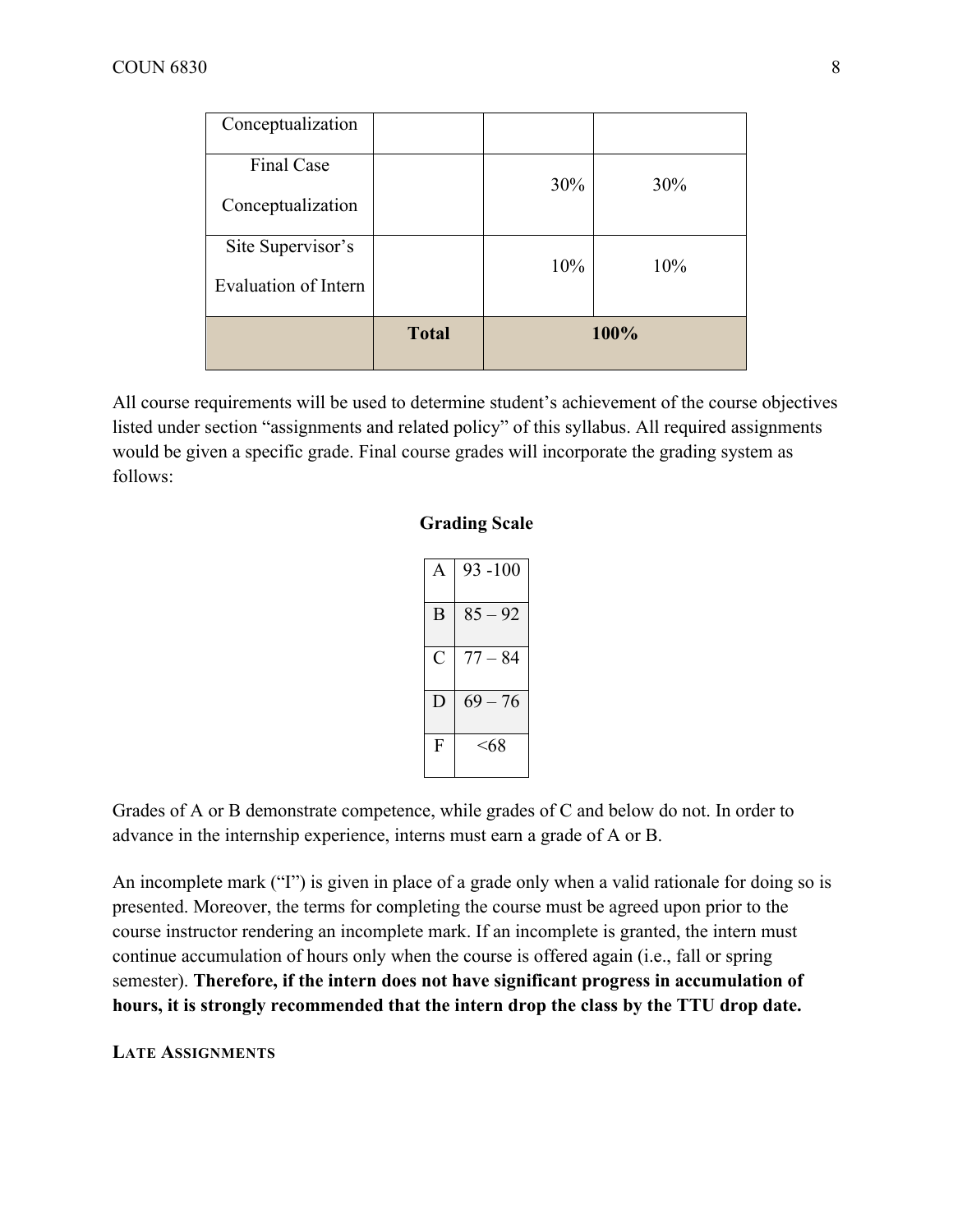| | | | |
|---|---|---|---|
| Conceptualization | | | |
| Final Case Conceptualization | | 30% | 30% |
| Site Supervisor's Evaluation of Intern | | 10% | 10% |
| | **Total** | **100%** | |

All course requirements will be used to determine student's achievement of the course objectives listed under section "assignments and related policy" of this syllabus. All required assignments would be given a specific grade. Final course grades will incorporate the grading system as follows:

**Grading Scale**

| | |
|---|---|
| A | 93 -100 |
| B | 85 – 92 |
| C | 77 – 84 |
| D | 69 – 76 |
| F | <68 |

Grades of A or B demonstrate competence, while grades of C and below do not. In order to advance in the internship experience, interns must earn a grade of A or B.

An incomplete mark ("I") is given in place of a grade only when a valid rationale for doing so is presented. Moreover, the terms for completing the course must be agreed upon prior to the course instructor rendering an incomplete mark. If an incomplete is granted, the intern must continue accumulation of hours only when the course is offered again (i.e., fall or spring semester). **Therefore, if the intern does not have significant progress in accumulation of hours, it is strongly recommended that the intern drop the class by the TTU drop date.**

**LATE ASSIGNMENTS**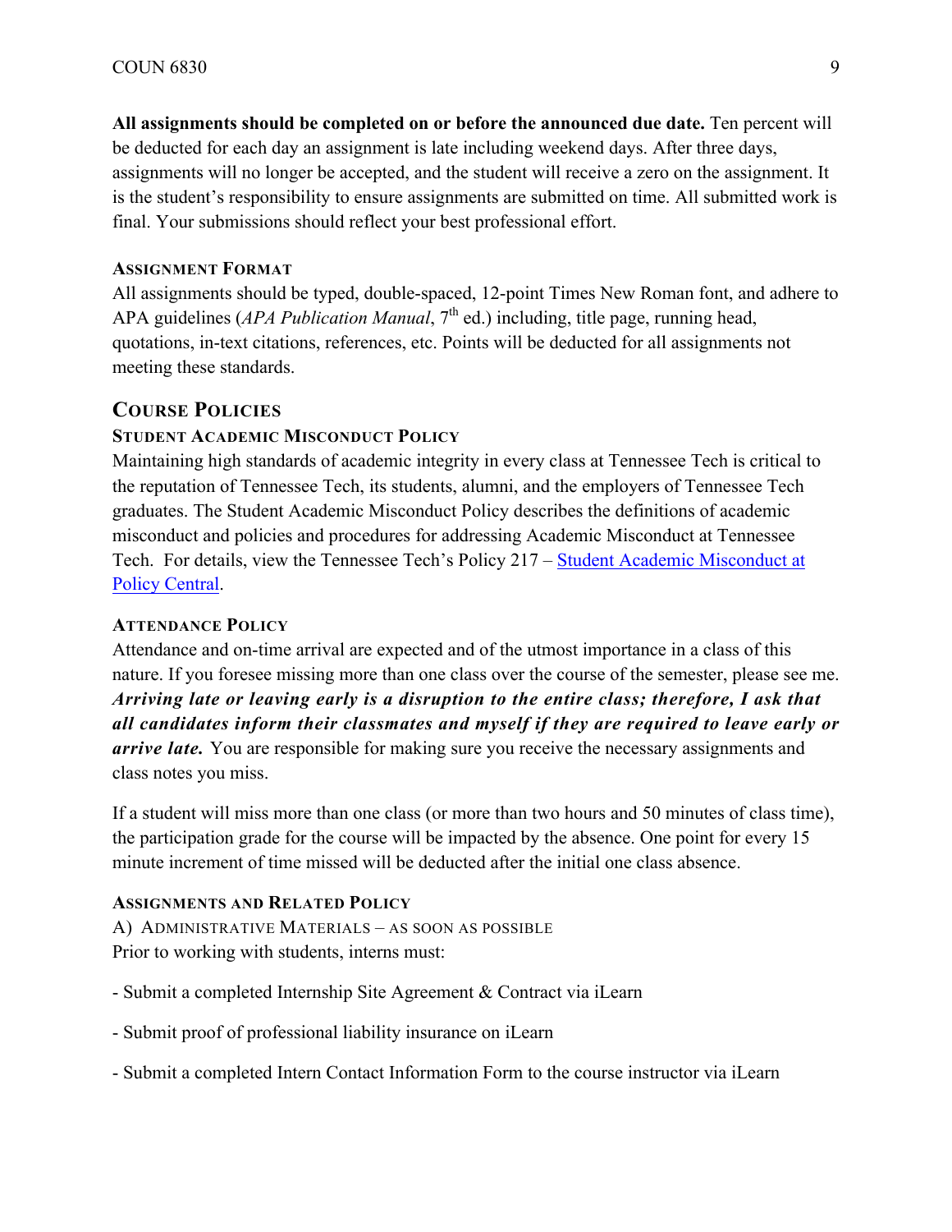**All assignments should be completed on or before the announced due date.** Ten percent will be deducted for each day an assignment is late including weekend days. After three days, assignments will no longer be accepted, and the student will receive a zero on the assignment. It is the student's responsibility to ensure assignments are submitted on time. All submitted work is final. Your submissions should reflect your best professional effort.

#### ASSIGNMENT FORMAT

All assignments should be typed, double-spaced, 12-point Times New Roman font, and adhere to APA guidelines (*APA Publication Manual*, 7th ed.) including, title page, running head, quotations, in-text citations, references, etc. Points will be deducted for all assignments not meeting these standards.

### COURSE POLICIES

#### STUDENT ACADEMIC MISCONDUCT POLICY

Maintaining high standards of academic integrity in every class at Tennessee Tech is critical to the reputation of Tennessee Tech, its students, alumni, and the employers of Tennessee Tech graduates. The Student Academic Misconduct Policy describes the definitions of academic misconduct and policies and procedures for addressing Academic Misconduct at Tennessee Tech. For details, view the Tennessee Tech's Policy 217 – [Student Academic Misconduct at Policy Central](#).

#### ATTENDANCE POLICY

Attendance and on-time arrival are expected and of the utmost importance in a class of this nature. If you foresee missing more than one class over the course of the semester, please see me. ***Arriving late or leaving early is a disruption to the entire class; therefore, I ask that all candidates inform their classmates and myself if they are required to leave early or arrive late.*** You are responsible for making sure you receive the necessary assignments and class notes you miss.

If a student will miss more than one class (or more than two hours and 50 minutes of class time), the participation grade for the course will be impacted by the absence. One point for every 15 minute increment of time missed will be deducted after the initial one class absence.

#### ASSIGNMENTS AND RELATED POLICY

A) ADMINISTRATIVE MATERIALS – AS SOON AS POSSIBLE

Prior to working with students, interns must:

- Submit a completed Internship Site Agreement & Contract via iLearn
- Submit proof of professional liability insurance on iLearn
- Submit a completed Intern Contact Information Form to the course instructor via iLearn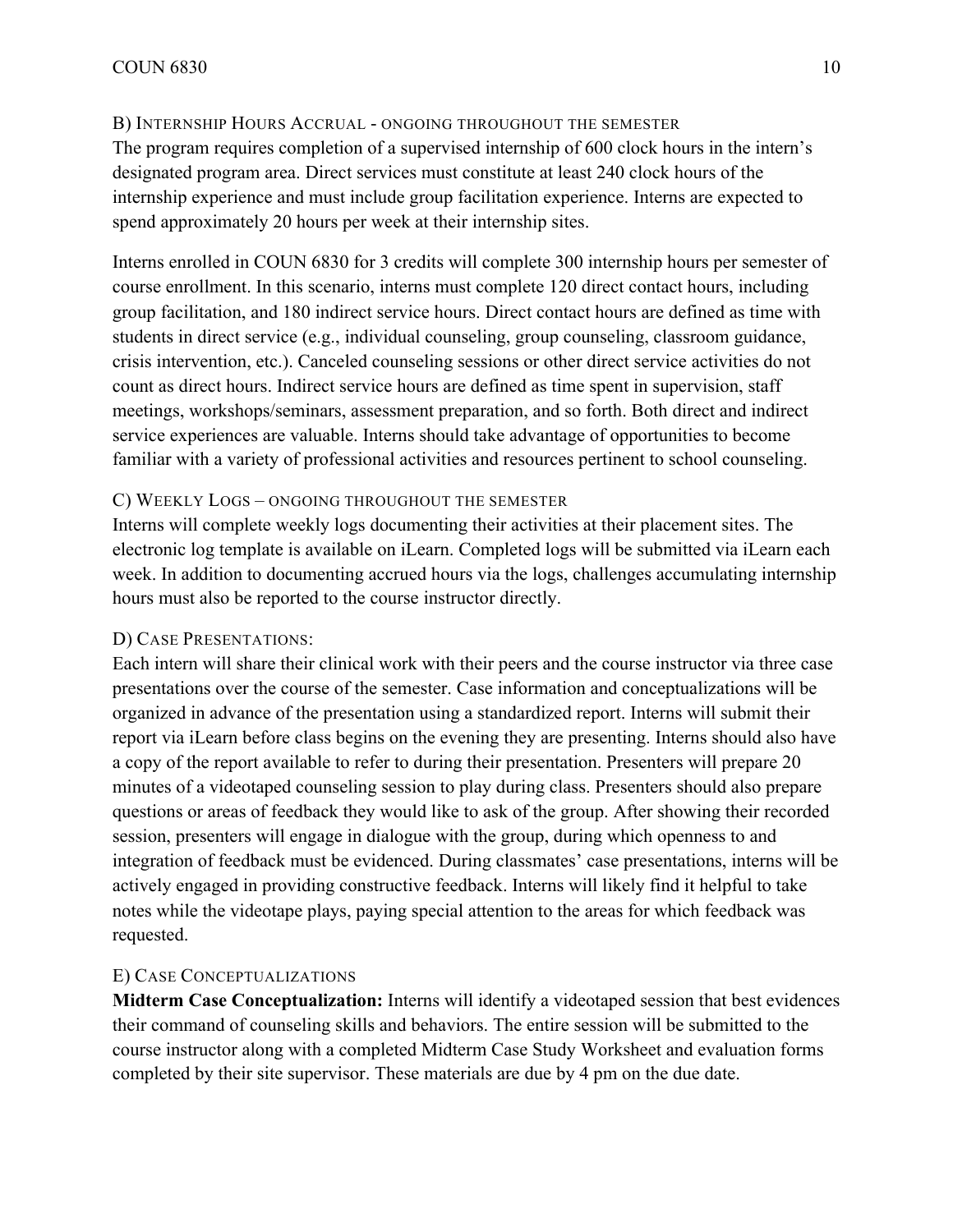### B) Internship Hours Accrual - ongoing throughout the semester

The program requires completion of a supervised internship of 600 clock hours in the intern's designated program area. Direct services must constitute at least 240 clock hours of the internship experience and must include group facilitation experience. Interns are expected to spend approximately 20 hours per week at their internship sites.

Interns enrolled in COUN 6830 for 3 credits will complete 300 internship hours per semester of course enrollment. In this scenario, interns must complete 120 direct contact hours, including group facilitation, and 180 indirect service hours. Direct contact hours are defined as time with students in direct service (e.g., individual counseling, group counseling, classroom guidance, crisis intervention, etc.). Canceled counseling sessions or other direct service activities do not count as direct hours. Indirect service hours are defined as time spent in supervision, staff meetings, workshops/seminars, assessment preparation, and so forth. Both direct and indirect service experiences are valuable. Interns should take advantage of opportunities to become familiar with a variety of professional activities and resources pertinent to school counseling.

### C) Weekly Logs – ongoing throughout the semester

Interns will complete weekly logs documenting their activities at their placement sites. The electronic log template is available on iLearn. Completed logs will be submitted via iLearn each week. In addition to documenting accrued hours via the logs, challenges accumulating internship hours must also be reported to the course instructor directly.

### D) Case Presentations:

Each intern will share their clinical work with their peers and the course instructor via three case presentations over the course of the semester. Case information and conceptualizations will be organized in advance of the presentation using a standardized report. Interns will submit their report via iLearn before class begins on the evening they are presenting. Interns should also have a copy of the report available to refer to during their presentation. Presenters will prepare 20 minutes of a videotaped counseling session to play during class. Presenters should also prepare questions or areas of feedback they would like to ask of the group. After showing their recorded session, presenters will engage in dialogue with the group, during which openness to and integration of feedback must be evidenced. During classmates' case presentations, interns will be actively engaged in providing constructive feedback. Interns will likely find it helpful to take notes while the videotape plays, paying special attention to the areas for which feedback was requested.

### E) Case Conceptualizations

**Midterm Case Conceptualization:** Interns will identify a videotaped session that best evidences their command of counseling skills and behaviors. The entire session will be submitted to the course instructor along with a completed Midterm Case Study Worksheet and evaluation forms completed by their site supervisor. These materials are due by 4 pm on the due date.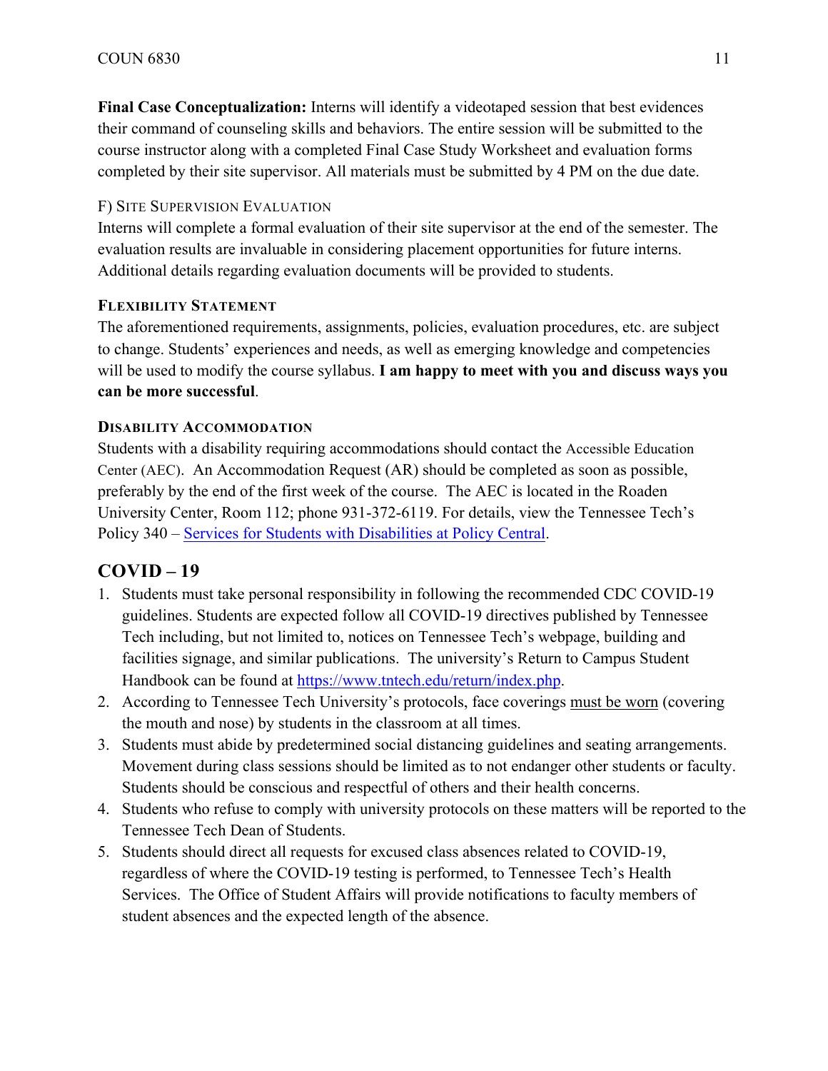**Final Case Conceptualization:** Interns will identify a videotaped session that best evidences their command of counseling skills and behaviors. The entire session will be submitted to the course instructor along with a completed Final Case Study Worksheet and evaluation forms completed by their site supervisor. All materials must be submitted by 4 PM on the due date.

F) Site Supervision Evaluation

Interns will complete a formal evaluation of their site supervisor at the end of the semester. The evaluation results are invaluable in considering placement opportunities for future interns. Additional details regarding evaluation documents will be provided to students.

**Flexibility Statement**

The aforementioned requirements, assignments, policies, evaluation procedures, etc. are subject to change. Students' experiences and needs, as well as emerging knowledge and competencies will be used to modify the course syllabus. **I am happy to meet with you and discuss ways you can be more successful**.

**Disability Accommodation**

Students with a disability requiring accommodations should contact the Accessible Education Center (AEC). An Accommodation Request (AR) should be completed as soon as possible, preferably by the end of the first week of the course. The AEC is located in the Roaden University Center, Room 112; phone 931-372-6119. For details, view the Tennessee Tech's Policy 340 – [Services for Students with Disabilities at Policy Central](#).

## COVID – 19

1. Students must take personal responsibility in following the recommended CDC COVID-19 guidelines. Students are expected follow all COVID-19 directives published by Tennessee Tech including, but not limited to, notices on Tennessee Tech's webpage, building and facilities signage, and similar publications. The university's Return to Campus Student Handbook can be found at https://www.tntech.edu/return/index.php.
2. According to Tennessee Tech University's protocols, face coverings must be worn (covering the mouth and nose) by students in the classroom at all times.
3. Students must abide by predetermined social distancing guidelines and seating arrangements. Movement during class sessions should be limited as to not endanger other students or faculty. Students should be conscious and respectful of others and their health concerns.
4. Students who refuse to comply with university protocols on these matters will be reported to the Tennessee Tech Dean of Students.
5. Students should direct all requests for excused class absences related to COVID-19, regardless of where the COVID-19 testing is performed, to Tennessee Tech's Health Services. The Office of Student Affairs will provide notifications to faculty members of student absences and the expected length of the absence.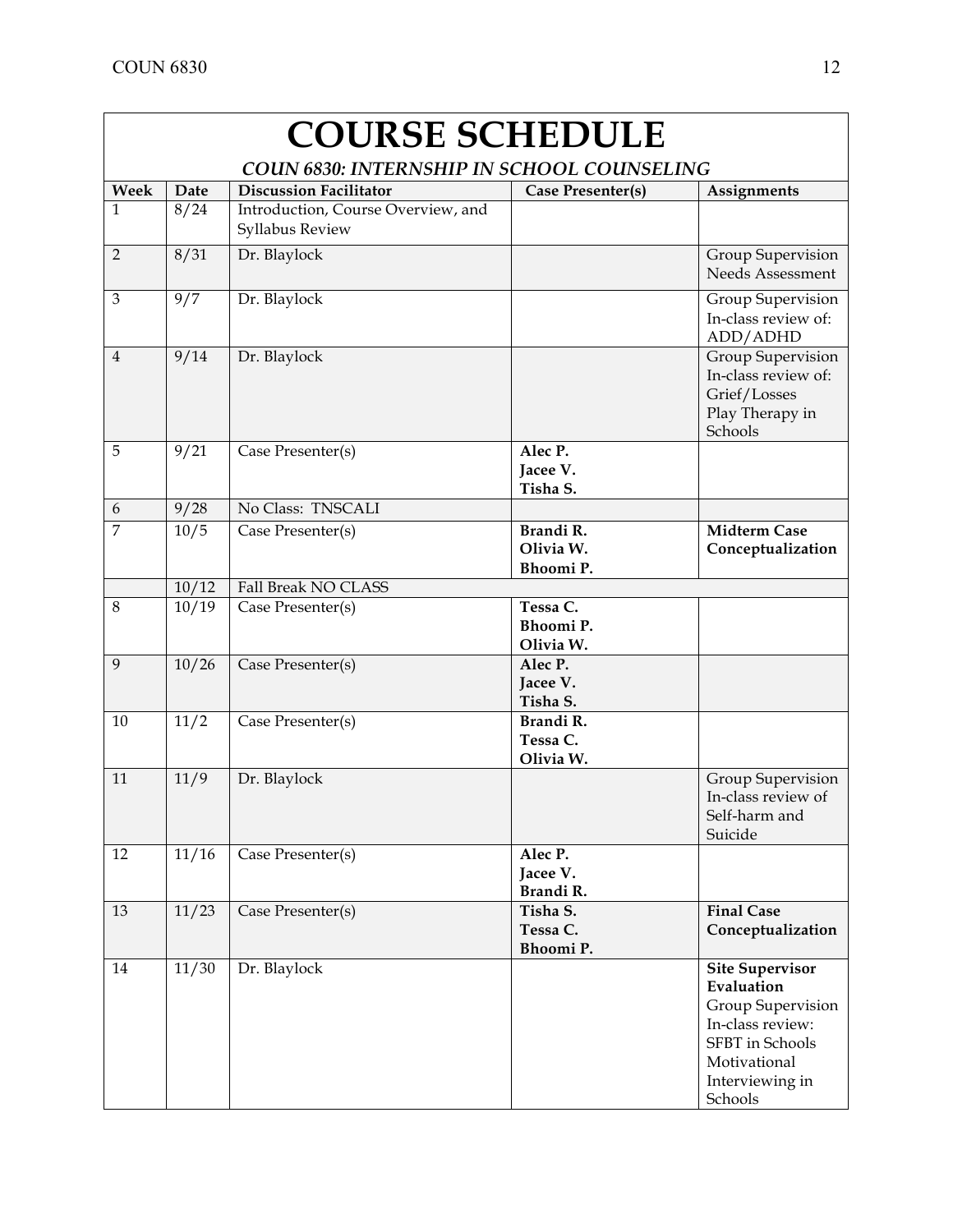# COURSE SCHEDULE

***COUN 6830: INTERNSHIP IN SCHOOL COUNSELING***

| Week | Date | Discussion Facilitator | Case Presenter(s) | Assignments |
|---|---|---|---|---|
| 1 | 8/24 | Introduction, Course Overview, and Syllabus Review | | |
| 2 | 8/31 | Dr. Blaylock | | Group Supervision Needs Assessment |
| 3 | 9/7 | Dr. Blaylock | | Group Supervision In-class review of: ADD/ADHD |
| 4 | 9/14 | Dr. Blaylock | | Group Supervision In-class review of: Grief/Losses Play Therapy in Schools |
| 5 | 9/21 | Case Presenter(s) | **Alec P. Jacee V. Tisha S.** | |
| 6 | 9/28 | No Class: TNSCALI | | |
| 7 | 10/5 | Case Presenter(s) | **Brandi R. Olivia W. Bhoomi P.** | **Midterm Case Conceptualization** |
| | 10/12 | Fall Break NO CLASS | | |
| 8 | 10/19 | Case Presenter(s) | **Tessa C. Bhoomi P. Olivia W.** | |
| 9 | 10/26 | Case Presenter(s) | **Alec P. Jacee V. Tisha S.** | |
| 10 | 11/2 | Case Presenter(s) | **Brandi R. Tessa C. Olivia W.** | |
| 11 | 11/9 | Dr. Blaylock | | Group Supervision In-class review of Self-harm and Suicide |
| 12 | 11/16 | Case Presenter(s) | **Alec P. Jacee V. Brandi R.** | |
| 13 | 11/23 | Case Presenter(s) | **Tisha S. Tessa C. Bhoomi P.** | **Final Case Conceptualization** |
| 14 | 11/30 | Dr. Blaylock | | **Site Supervisor Evaluation** Group Supervision In-class review: SFBT in Schools Motivational Interviewing in Schools |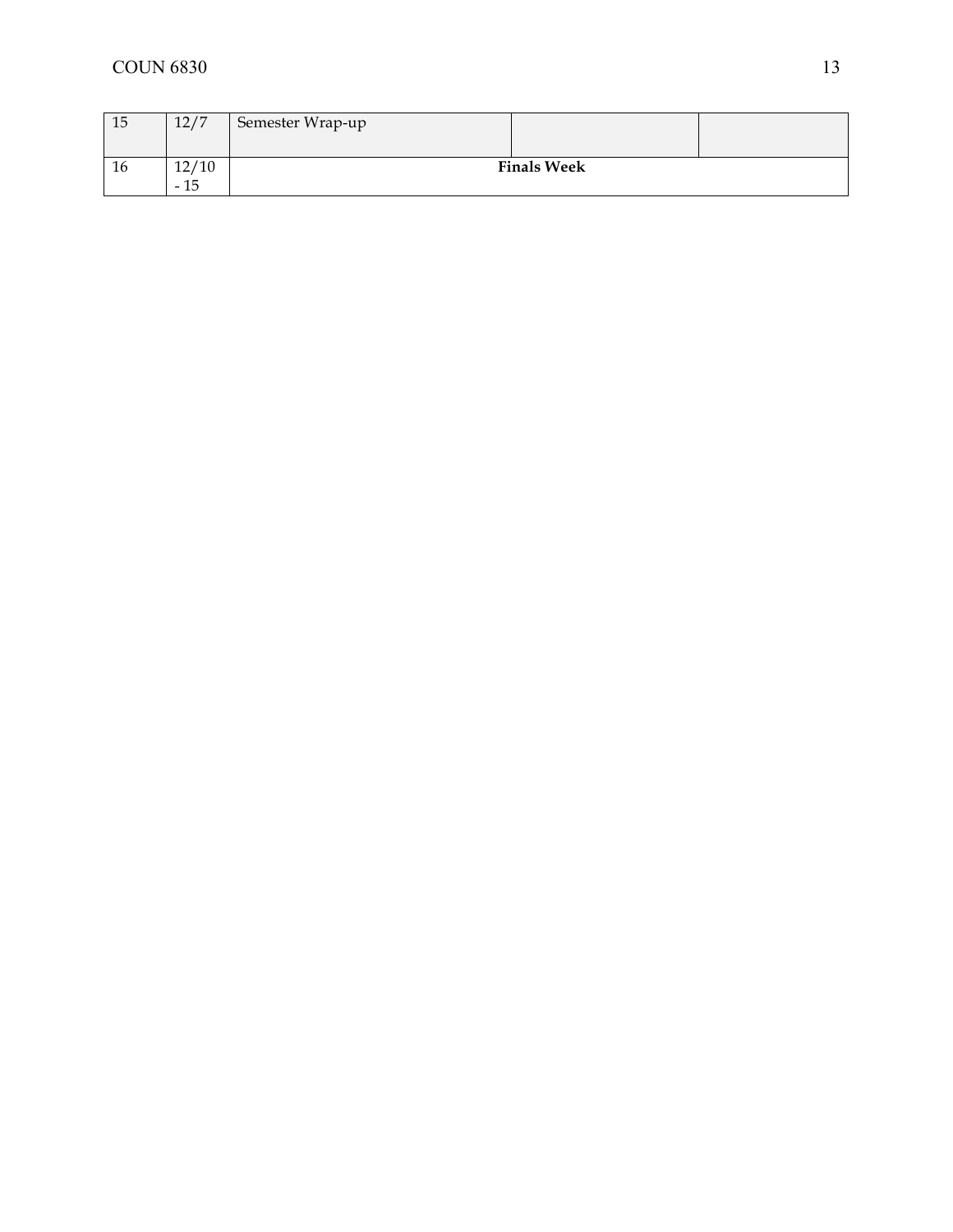| | | | | |
|---|---|---|---|---|
| 15 | 12/7 | Semester Wrap-up | | |
| 16 | 12/10 - 15 | **Finals Week** | | |